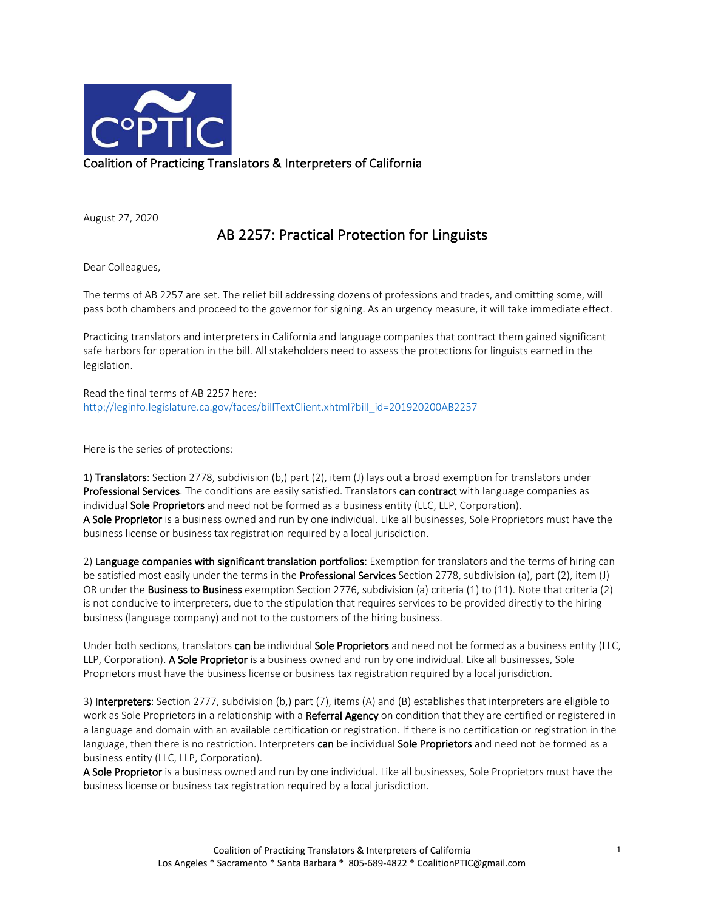C°PTIC

Coalition of Practicing Translators & Interpreters of California

August 27, 2020

## AB 2257: Practical Protection for Linguists

Dear Colleagues,

The terms of AB 2257 are set. The relief bill addressing dozens of professions and trades, and omitting some, will pass both chambers and proceed to the governor for signing. As an urgency measure, it will take immediate effect.

Practicing translators and interpreters in California and language companies that contract them gained significant safe harbors for operation in the bill. All stakeholders need to assess the protections for linguists earned in the legislation.

Read the final terms of AB 2257 here:
http://leginfo.legislature.ca.gov/faces/billTextClient.xhtml?bill_id=201920200AB2257

Here is the series of protections:

1) **Translators**: Section 2778, subdivision (b,) part (2), item (J) lays out a broad exemption for translators under **Professional Services**. The conditions are easily satisfied. Translators **can contract** with language companies as individual **Sole Proprietors** and need not be formed as a business entity (LLC, LLP, Corporation).
**A Sole Proprietor** is a business owned and run by one individual. Like all businesses, Sole Proprietors must have the business license or business tax registration required by a local jurisdiction.

2) **Language companies with significant translation portfolios**: Exemption for translators and the terms of hiring can be satisfied most easily under the terms in the **Professional Services** Section 2778, subdivision (a), part (2), item (J) OR under the **Business to Business** exemption Section 2776, subdivision (a) criteria (1) to (11). Note that criteria (2) is not conducive to interpreters, due to the stipulation that requires services to be provided directly to the hiring business (language company) and not to the customers of the hiring business.

Under both sections, translators **can** be individual **Sole Proprietors** and need not be formed as a business entity (LLC, LLP, Corporation). **A Sole Proprietor** is a business owned and run by one individual. Like all businesses, Sole Proprietors must have the business license or business tax registration required by a local jurisdiction.

3) **Interpreters**: Section 2777, subdivision (b,) part (7), items (A) and (B) establishes that interpreters are eligible to work as Sole Proprietors in a relationship with a **Referral Agency** on condition that they are certified or registered in a language and domain with an available certification or registration. If there is no certification or registration in the language, then there is no restriction. Interpreters **can** be individual **Sole Proprietors** and need not be formed as a business entity (LLC, LLP, Corporation).
**A Sole Proprietor** is a business owned and run by one individual. Like all businesses, Sole Proprietors must have the business license or business tax registration required by a local jurisdiction.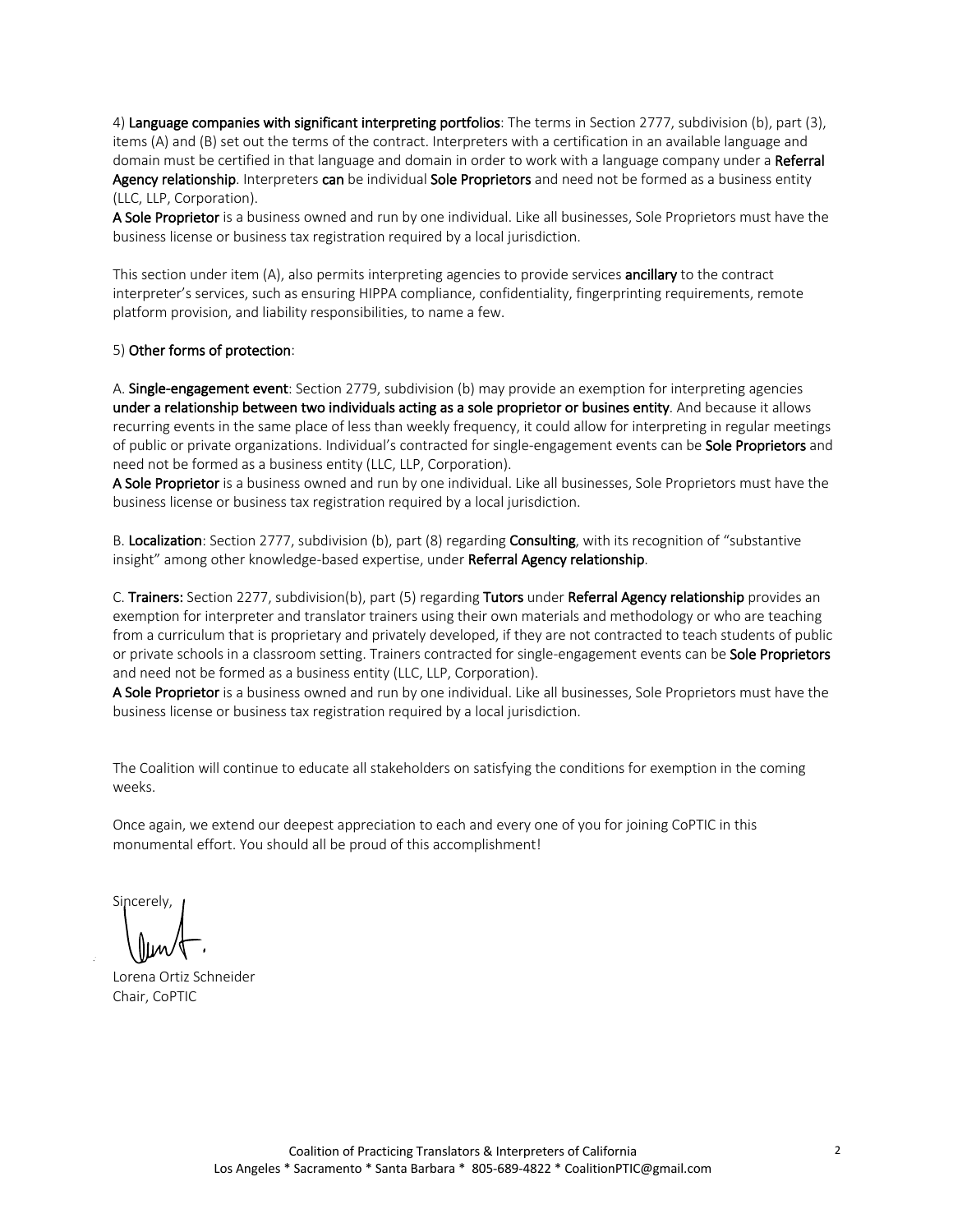4) **Language companies with significant interpreting portfolios**: The terms in Section 2777, subdivision (b), part (3), items (A) and (B) set out the terms of the contract. Interpreters with a certification in an available language and domain must be certified in that language and domain in order to work with a language company under a **Referral Agency relationship**. Interpreters **can** be individual **Sole Proprietors** and need not be formed as a business entity (LLC, LLP, Corporation).

**A Sole Proprietor** is a business owned and run by one individual. Like all businesses, Sole Proprietors must have the business license or business tax registration required by a local jurisdiction.

This section under item (A), also permits interpreting agencies to provide services **ancillary** to the contract interpreter's services, such as ensuring HIPPA compliance, confidentiality, fingerprinting requirements, remote platform provision, and liability responsibilities, to name a few.

5) **Other forms of protection**:

A. **Single-engagement event**: Section 2779, subdivision (b) may provide an exemption for interpreting agencies **under a relationship between two individuals acting as a sole proprietor or busines entity**. And because it allows recurring events in the same place of less than weekly frequency, it could allow for interpreting in regular meetings of public or private organizations. Individual's contracted for single-engagement events can be **Sole Proprietors** and need not be formed as a business entity (LLC, LLP, Corporation).

**A Sole Proprietor** is a business owned and run by one individual. Like all businesses, Sole Proprietors must have the business license or business tax registration required by a local jurisdiction.

B. **Localization**: Section 2777, subdivision (b), part (8) regarding **Consulting**, with its recognition of "substantive insight" among other knowledge-based expertise, under **Referral Agency relationship**.

C. **Trainers:** Section 2277, subdivision(b), part (5) regarding **Tutors** under **Referral Agency relationship** provides an exemption for interpreter and translator trainers using their own materials and methodology or who are teaching from a curriculum that is proprietary and privately developed, if they are not contracted to teach students of public or private schools in a classroom setting. Trainers contracted for single-engagement events can be **Sole Proprietors** and need not be formed as a business entity (LLC, LLP, Corporation).

**A Sole Proprietor** is a business owned and run by one individual. Like all businesses, Sole Proprietors must have the business license or business tax registration required by a local jurisdiction.

The Coalition will continue to educate all stakeholders on satisfying the conditions for exemption in the coming weeks.

Once again, we extend our deepest appreciation to each and every one of you for joining CoPTIC in this monumental effort. You should all be proud of this accomplishment!

Sincerely,

Lorena Ortiz Schneider
Chair, CoPTIC

Coalition of Practicing Translators & Interpreters of California
Los Angeles * Sacramento * Santa Barbara * 805-689-4822 * CoalitionPTIC@gmail.com